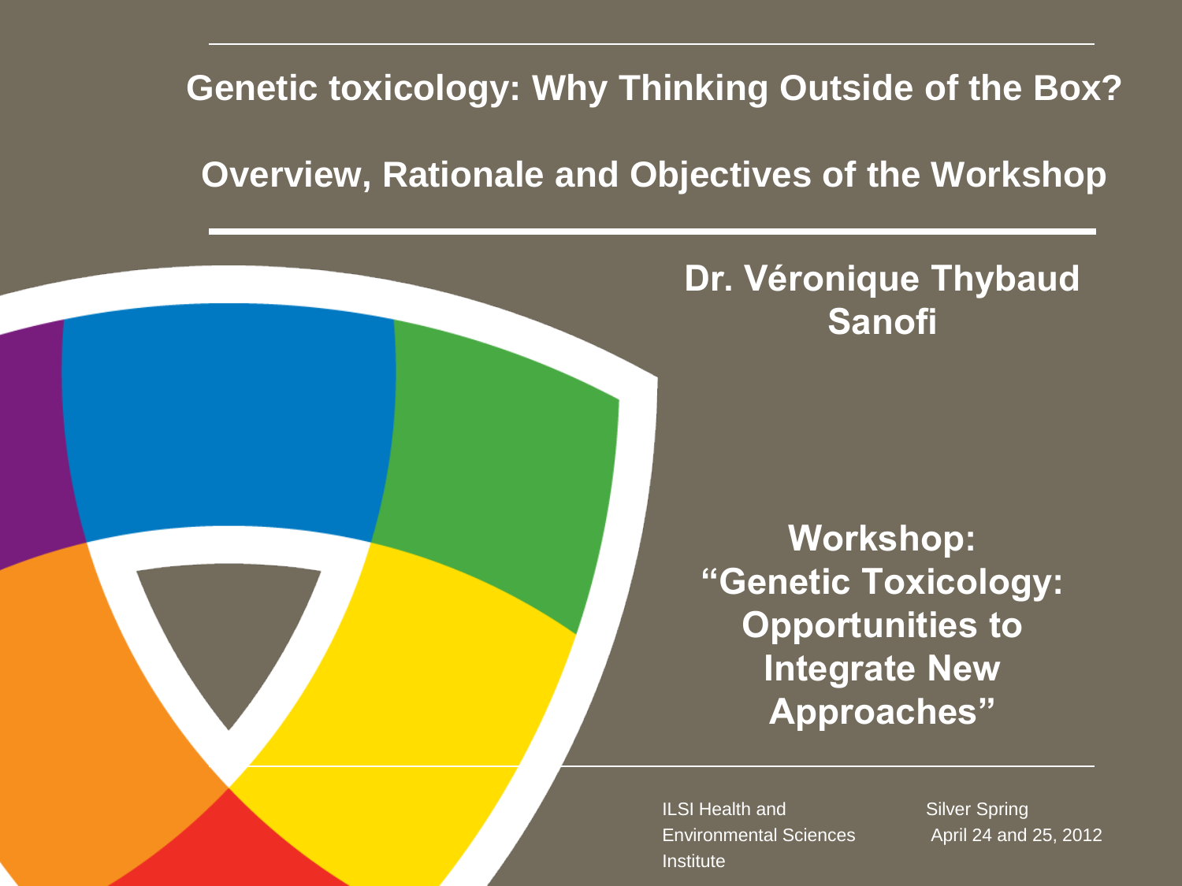# Genetic toxicology: Why Thinking Outside of the Box?

## Overview, Rationale and Objectives of the Workshop

**Dr. Véronique Thybaud**
**Sanofi**

**Workshop:**
**"Genetic Toxicology: Opportunities to Integrate New Approaches"**

ILSI Health and Environmental Sciences Institute

Silver Spring
April 24 and 25, 2012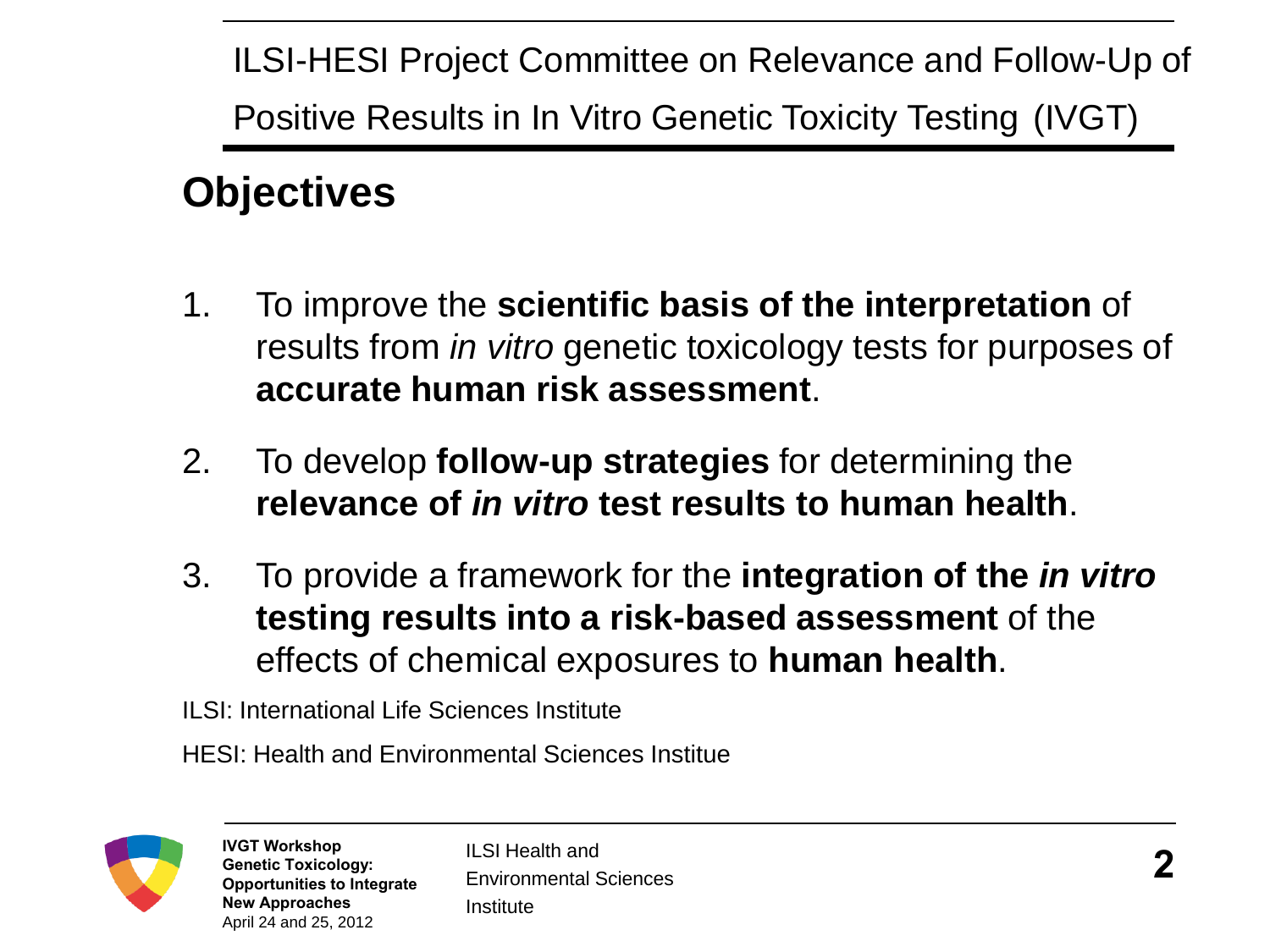ILSI-HESI Project Committee on Relevance and Follow-Up of Positive Results in In Vitro Genetic Toxicity Testing (IVGT)

## Objectives

1. To improve the **scientific basis of the interpretation** of results from *in vitro* genetic toxicology tests for purposes of **accurate human risk assessment**.
2. To develop **follow-up strategies** for determining the **relevance of *in vitro* test results to human health**.
3. To provide a framework for the **integration of the *in vitro* testing results into a risk-based assessment** of the effects of chemical exposures to **human health**.

ILSI: International Life Sciences Institute

HESI: Health and Environmental Sciences Institue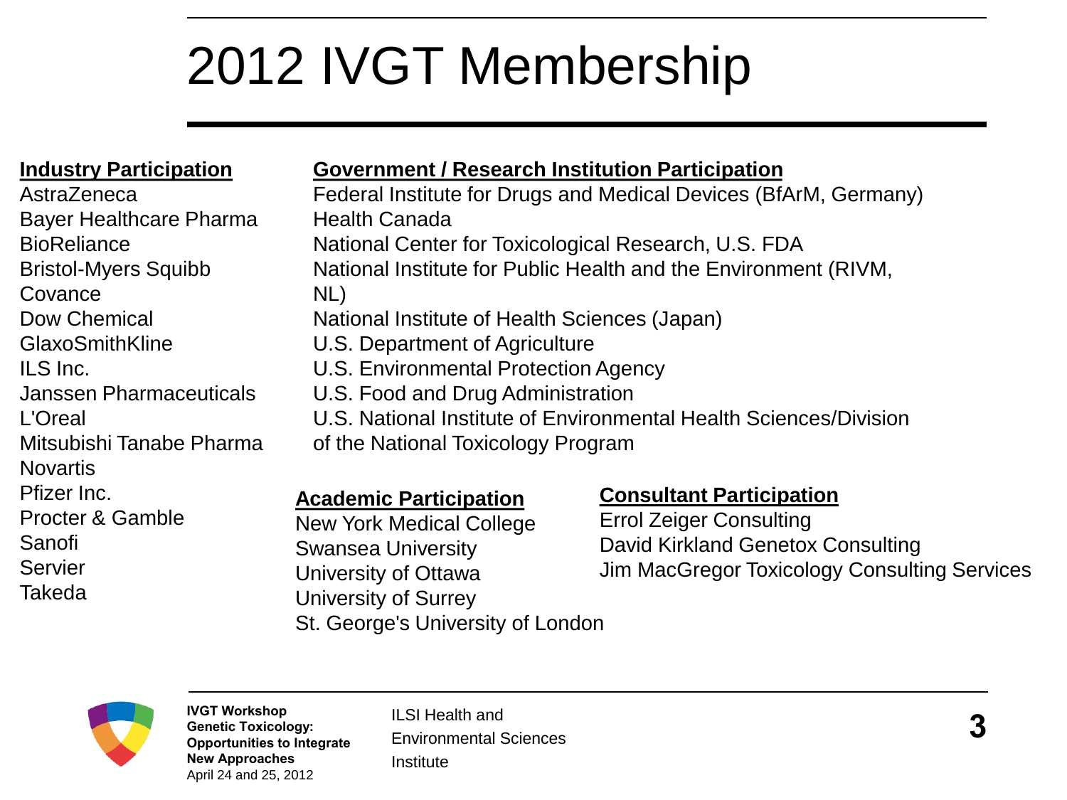# 2012 IVGT Membership

**Industry Participation**

AstraZeneca
Bayer Healthcare Pharma
BioReliance
Bristol-Myers Squibb
Covance
Dow Chemical
GlaxoSmithKline
ILS Inc.
Janssen Pharmaceuticals
L'Oreal
Mitsubishi Tanabe Pharma
Novartis
Pfizer Inc.
Procter & Gamble
Sanofi
Servier
Takeda

**Government / Research Institution Participation**

Federal Institute for Drugs and Medical Devices (BfArM, Germany)
Health Canada
National Center for Toxicological Research, U.S. FDA
National Institute for Public Health and the Environment (RIVM, NL)
National Institute of Health Sciences (Japan)
U.S. Department of Agriculture
U.S. Environmental Protection Agency
U.S. Food and Drug Administration
U.S. National Institute of Environmental Health Sciences/Division of the National Toxicology Program

**Academic Participation**

New York Medical College
Swansea University
University of Ottawa
University of Surrey
St. George's University of London

**Consultant Participation**

Errol Zeiger Consulting
David Kirkland Genetox Consulting
Jim MacGregor Toxicology Consulting Services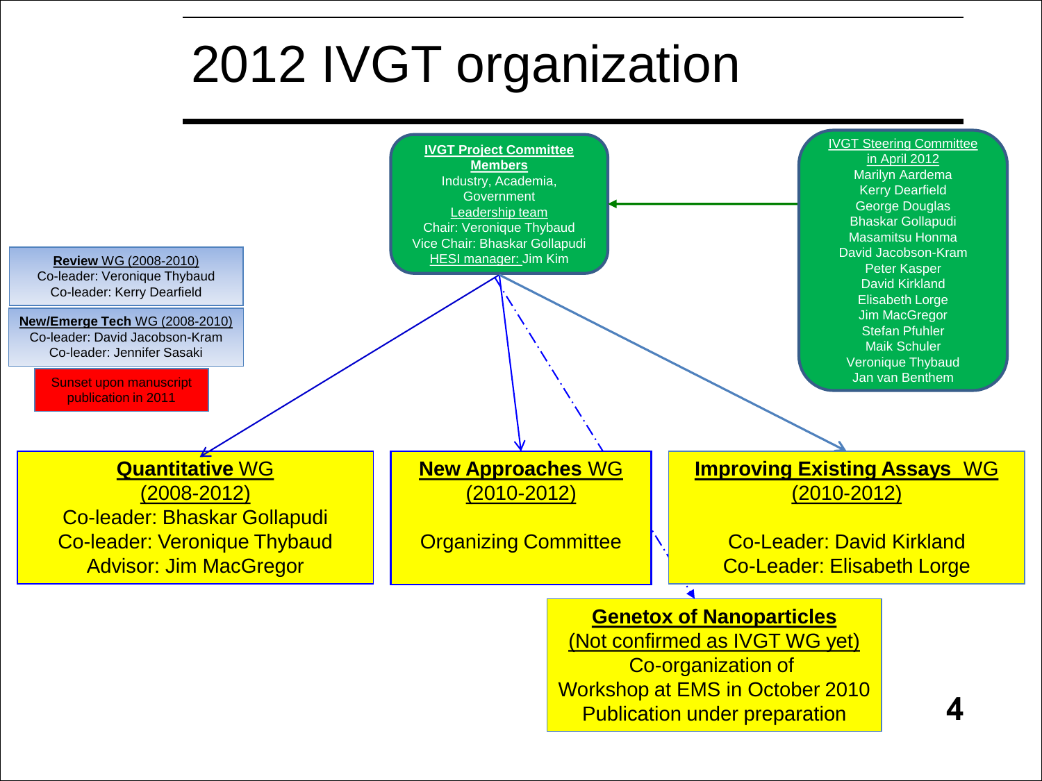# 2012 IVGT organization

**IVGT Project Committee Members**
Industry, Academia, Government
Leadership team
Chair: Veronique Thybaud
Vice Chair: Bhaskar Gollapudi
HESI manager: Jim Kim

IVGT Steering Committee in April 2012
Marilyn Aardema
Kerry Dearfield
George Douglas
Bhaskar Gollapudi
Masamitsu Honma
David Jacobson-Kram
Peter Kasper
David Kirkland
Elisabeth Lorge
Jim MacGregor
Stefan Pfuhler
Maik Schuler
Veronique Thybaud
Jan van Benthem

**Review** WG (2008-2010)
Co-leader: Veronique Thybaud
Co-leader: Kerry Dearfield

**New/Emerge Tech** WG (2008-2010)
Co-leader: David Jacobson-Kram
Co-leader: Jennifer Sasaki

Sunset upon manuscript publication in 2011

**Quantitative** WG (2008-2012)
Co-leader: Bhaskar Gollapudi
Co-leader: Veronique Thybaud
Advisor: Jim MacGregor

**New Approaches** WG (2010-2012)
Organizing Committee

**Improving Existing Assays** WG (2010-2012)
Co-Leader: David Kirkland
Co-Leader: Elisabeth Lorge

**Genetox of Nanoparticles**
(Not confirmed as IVGT WG yet)
Co-organization of Workshop at EMS in October 2010
Publication under preparation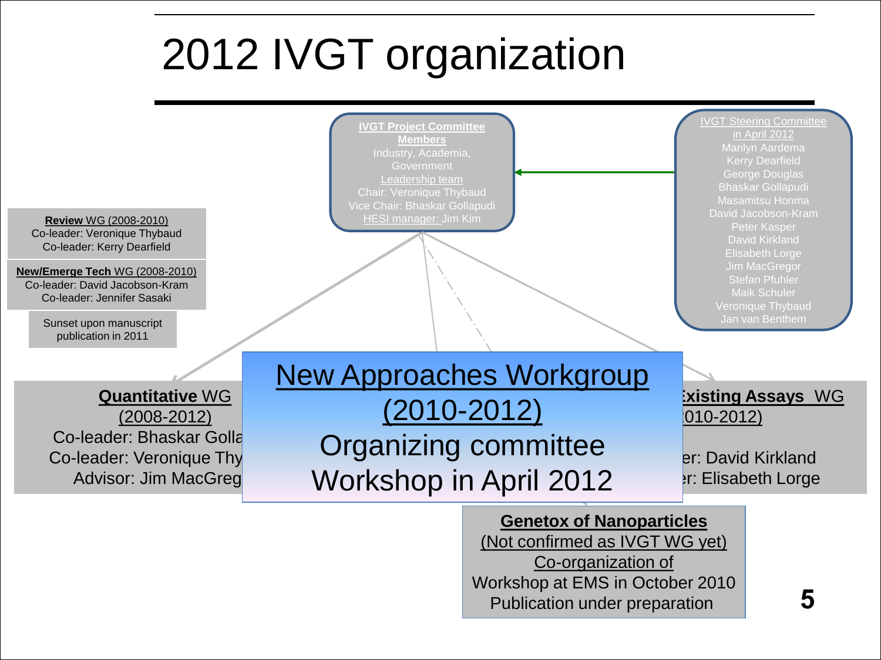# 2012 IVGT organization

**IVGT Project Committee Members**
Industry, Academia, Government
Leadership team
Chair: Veronique Thybaud
Vice Chair: Bhaskar Gollapudi
HESI manager: Jim Kim

IVGT Steering Committee in April 2012
Marilyn Aardema
Kerry Dearfield
George Douglas
Bhaskar Gollapudi
Masamitsu Honma
David Jacobson-Kram
Peter Kasper
David Kirkland
Elisabeth Lorge
Jim MacGregor
Stefan Pfuhler
Maik Schuler
Veronique Thybaud
Jan van Benthem

**Review** WG (2008-2010)
Co-leader: Veronique Thybaud
Co-leader: Kerry Dearfield

**New/Emerge Tech** WG (2008-2010)
Co-leader: David Jacobson-Kram
Co-leader: Jennifer Sasaki

Sunset upon manuscript publication in 2011

**Quantitative** WG (2008-2012)
Co-leader: Bhaskar Golla
Co-leader: Veronique Thy
Advisor: Jim MacGreg

New Approaches Workgroup (2010-2012)
Organizing committee
Workshop in April 2012

**Existing Assays** WG (2010-2012)
er: David Kirkland
er: Elisabeth Lorge

**Genetox of Nanoparticles**
(Not confirmed as IVGT WG yet)
Co-organization of
Workshop at EMS in October 2010
Publication under preparation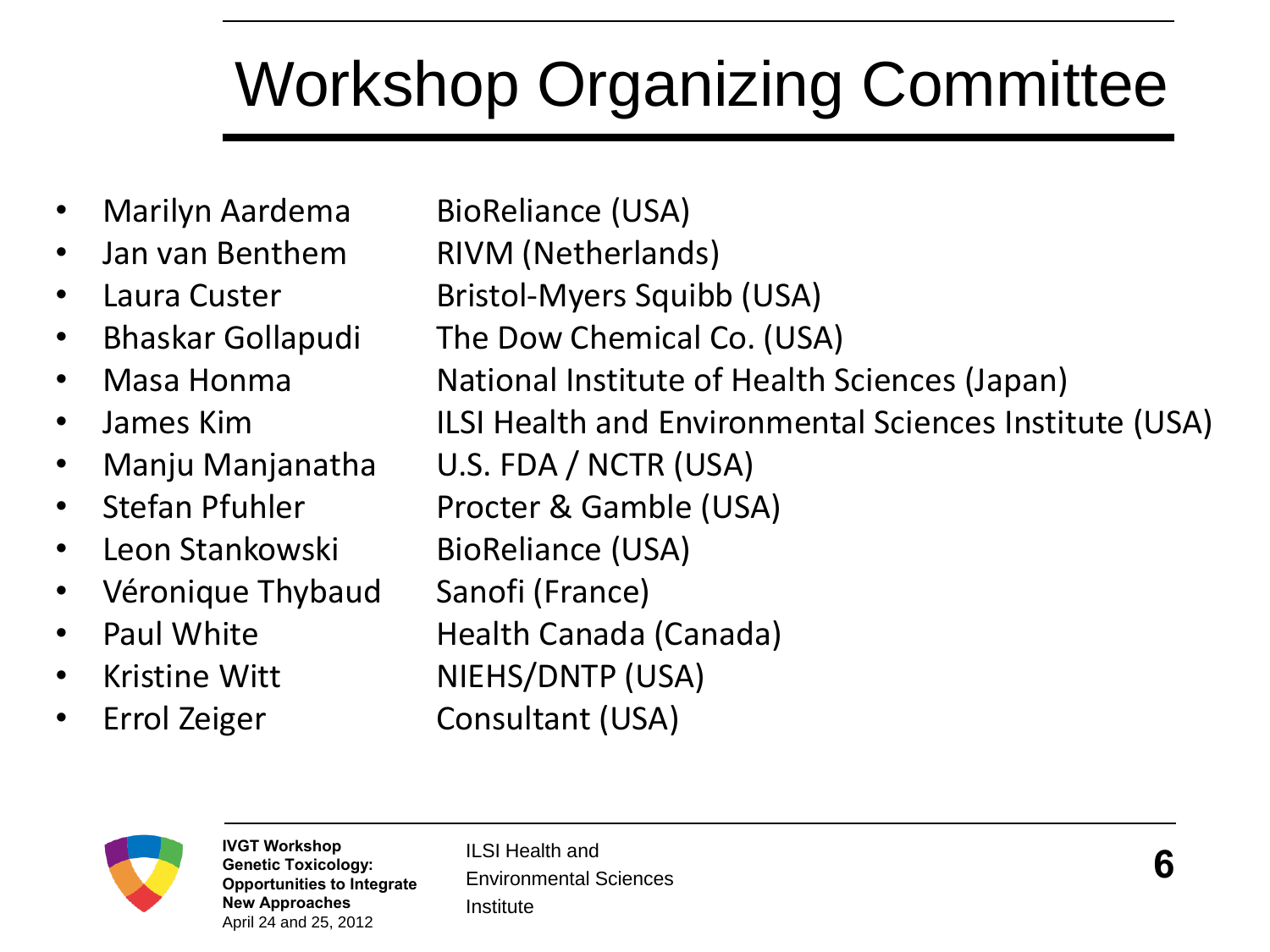# Workshop Organizing Committee

- Marilyn Aardema — BioReliance (USA)
- Jan van Benthem — RIVM (Netherlands)
- Laura Custer — Bristol-Myers Squibb (USA)
- Bhaskar Gollapudi — The Dow Chemical Co. (USA)
- Masa Honma — National Institute of Health Sciences (Japan)
- James Kim — ILSI Health and Environmental Sciences Institute (USA)
- Manju Manjanatha — U.S. FDA / NCTR (USA)
- Stefan Pfuhler — Procter & Gamble (USA)
- Leon Stankowski — BioReliance (USA)
- Véronique Thybaud — Sanofi (France)
- Paul White — Health Canada (Canada)
- Kristine Witt — NIEHS/DNTP (USA)
- Errol Zeiger — Consultant (USA)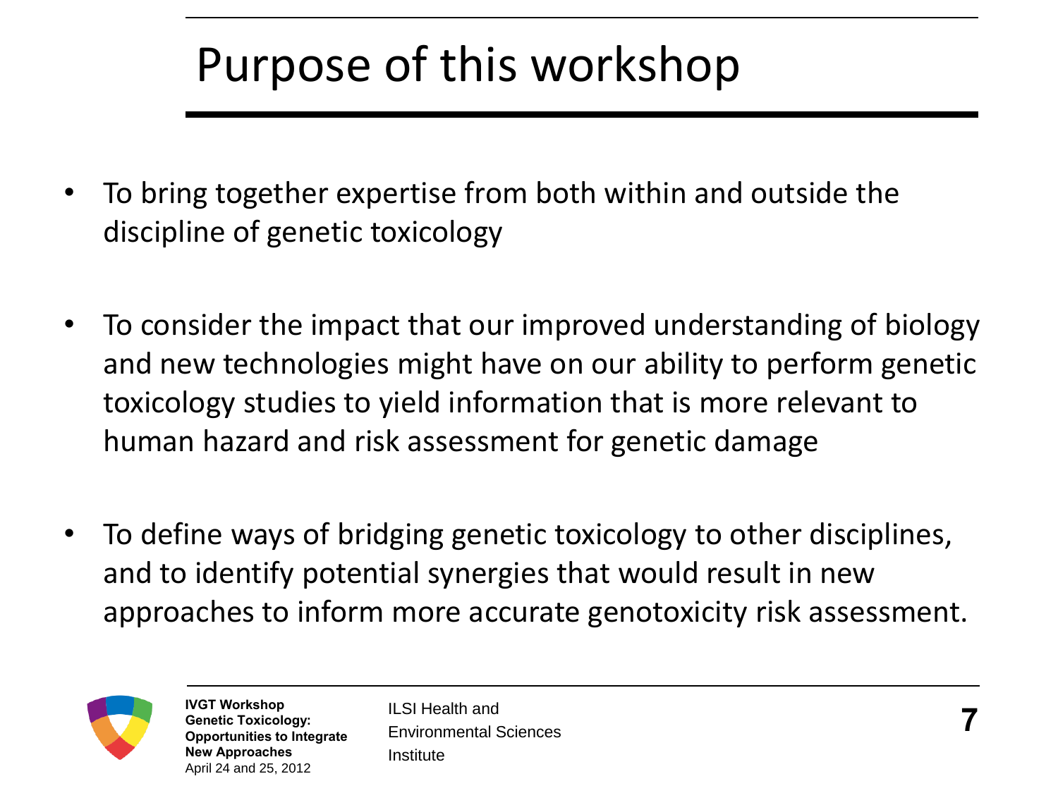# Purpose of this workshop

- To bring together expertise from both within and outside the discipline of genetic toxicology

- To consider the impact that our improved understanding of biology and new technologies might have on our ability to perform genetic toxicology studies to yield information that is more relevant to human hazard and risk assessment for genetic damage

- To define ways of bridging genetic toxicology to other disciplines, and to identify potential synergies that would result in new approaches to inform more accurate genotoxicity risk assessment.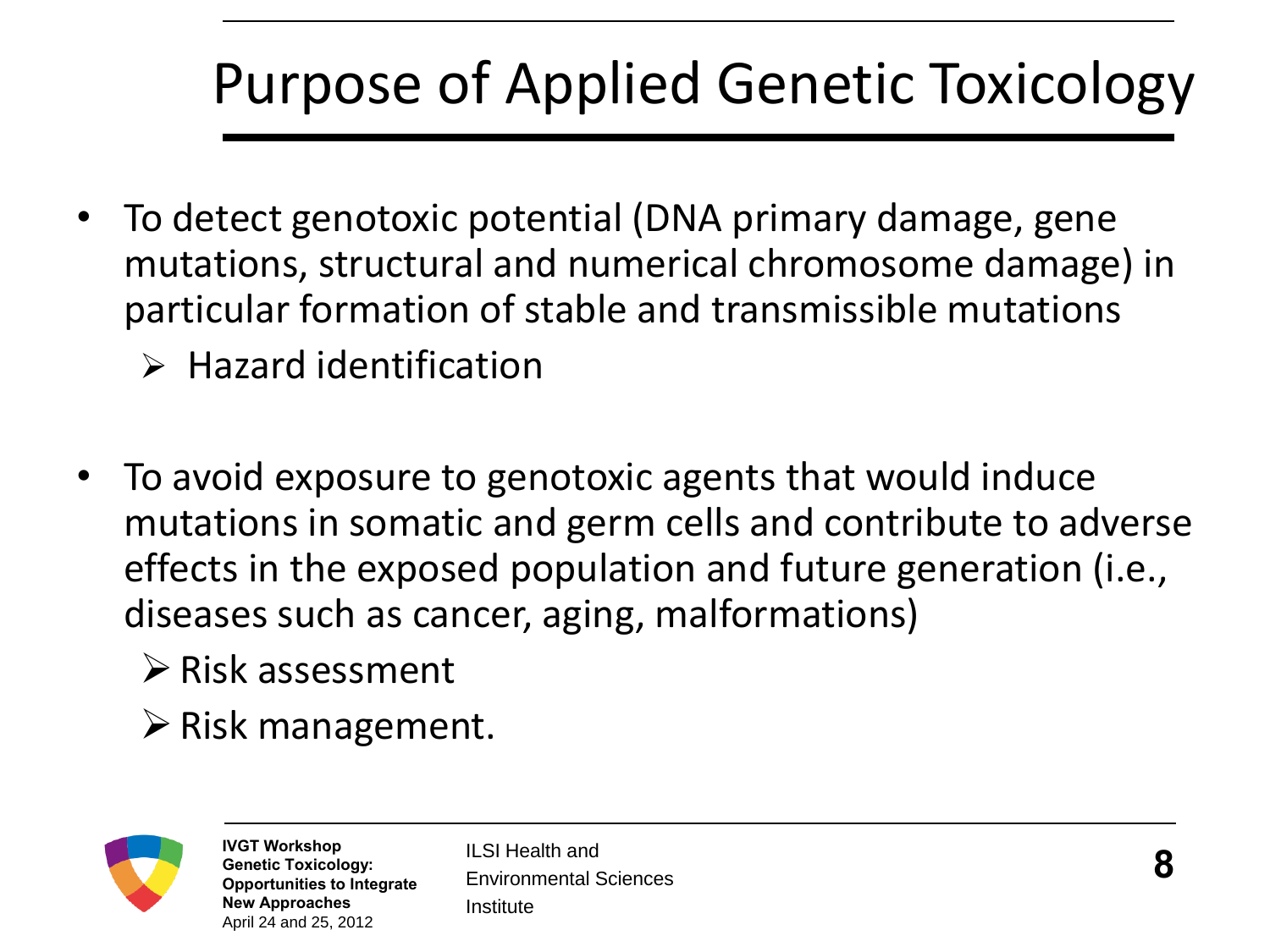# Purpose of Applied Genetic Toxicology

- To detect genotoxic potential (DNA primary damage, gene mutations, structural and numerical chromosome damage) in particular formation of stable and transmissible mutations
  - Hazard identification

- To avoid exposure to genotoxic agents that would induce mutations in somatic and germ cells and contribute to adverse effects in the exposed population and future generation (i.e., diseases such as cancer, aging, malformations)
  - Risk assessment
  - Risk management.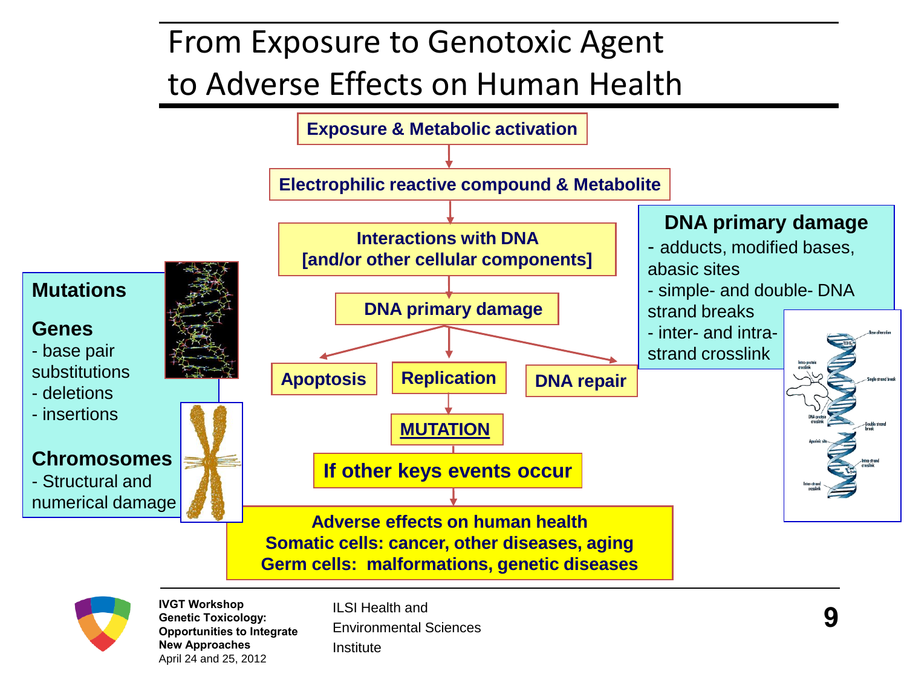# From Exposure to Genotoxic Agent to Adverse Effects on Human Health

**Exposure & Metabolic activation**

↓

**Electrophilic reactive compound & Metabolite**

↓

**Interactions with DNA [and/or other cellular components]**

↓

**DNA primary damage**

↓

**Apoptosis** | **Replication** | **DNA repair**

↓ (from Replication)

**MUTATION**

↓

**If other keys events occur**

↓

**Adverse effects on human health**
**Somatic cells: cancer, other diseases, aging**
**Germ cells: malformations, genetic diseases**

---

**Mutations**

**Genes**
- base pair substitutions
- deletions
- insertions

**Chromosomes**
- Structural and numerical damage

---

**DNA primary damage**
- adducts, modified bases, abasic sites
- simple- and double- DNA strand breaks
- inter- and intra-strand crosslink

---

**IVGT Workshop**
**Genetic Toxicology: Opportunities to Integrate New Approaches**
April 24 and 25, 2012

ILSI Health and Environmental Sciences Institute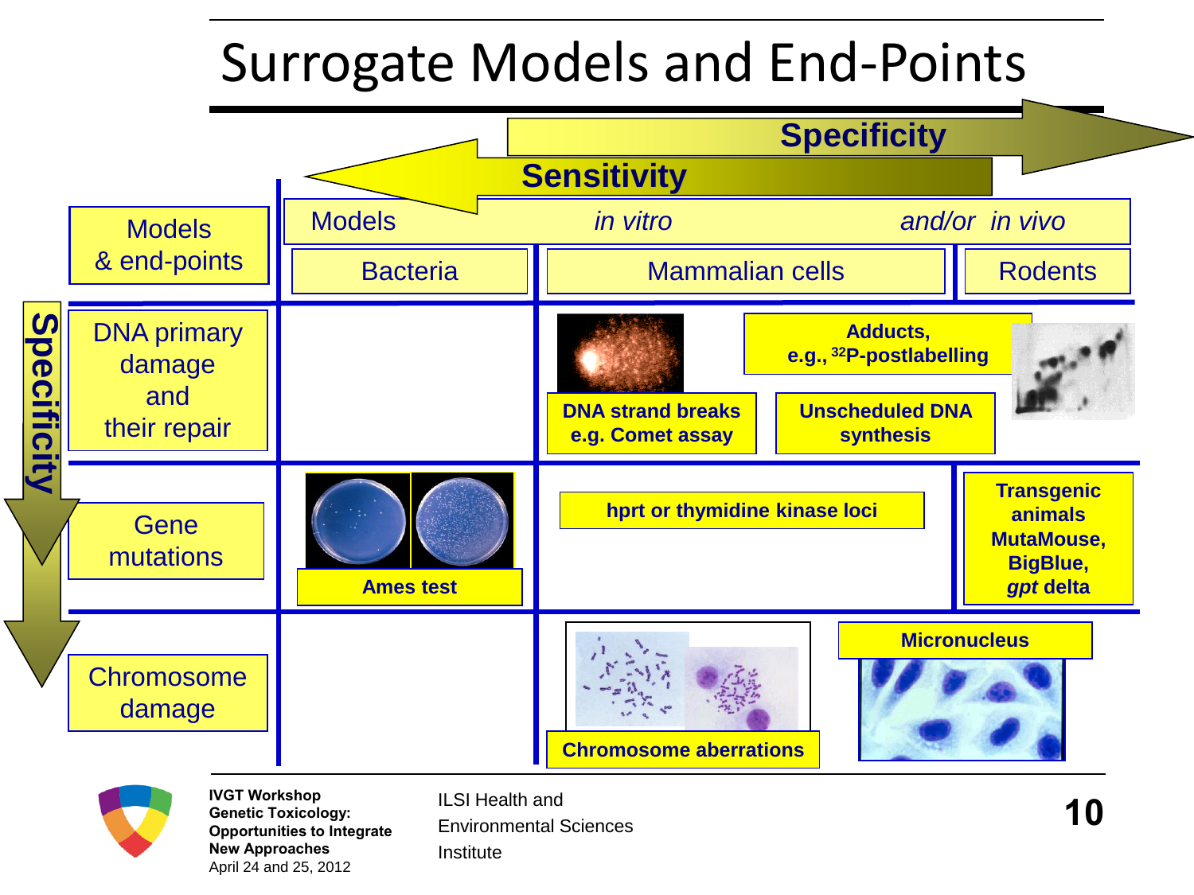# Surrogate Models and End-Points

**Specificity** →

← **Sensitivity**

| Models & end-points | Bacteria | Mammalian cells | Rodents |
| --- | --- | --- | --- |
| DNA primary damage and their repair | | **DNA strand breaks e.g. Comet assay**; **Unscheduled DNA synthesis**; **Adducts, e.g., $^{32}$P-postlabelling** | |
| Gene mutations | **Ames test** | **hprt or thymidine kinase loci** | **Transgenic animals MutaMouse, BigBlue, *gpt* delta** |
| Chromosome damage | | **Chromosome aberrations**; **Micronucleus** | |

Models *in vitro* *and/or in vivo*

**Specificity** ↓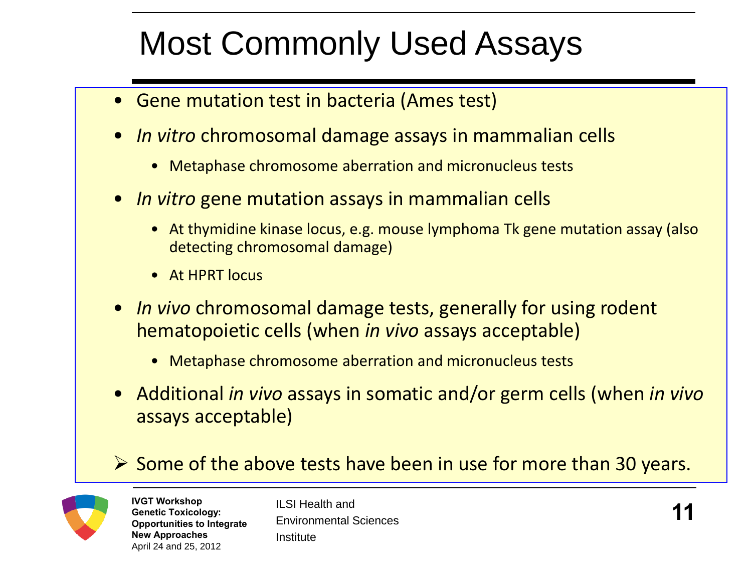# Most Commonly Used Assays

- Gene mutation test in bacteria (Ames test)
- *In vitro* chromosomal damage assays in mammalian cells
  - Metaphase chromosome aberration and micronucleus tests
- *In vitro* gene mutation assays in mammalian cells
  - At thymidine kinase locus, e.g. mouse lymphoma Tk gene mutation assay (also detecting chromosomal damage)
  - At HPRT locus
- *In vivo* chromosomal damage tests, generally for using rodent hematopoietic cells (when *in vivo* assays acceptable)
  - Metaphase chromosome aberration and micronucleus tests
- Additional *in vivo* assays in somatic and/or germ cells (when *in vivo* assays acceptable)

➢ Some of the above tests have been in use for more than 30 years.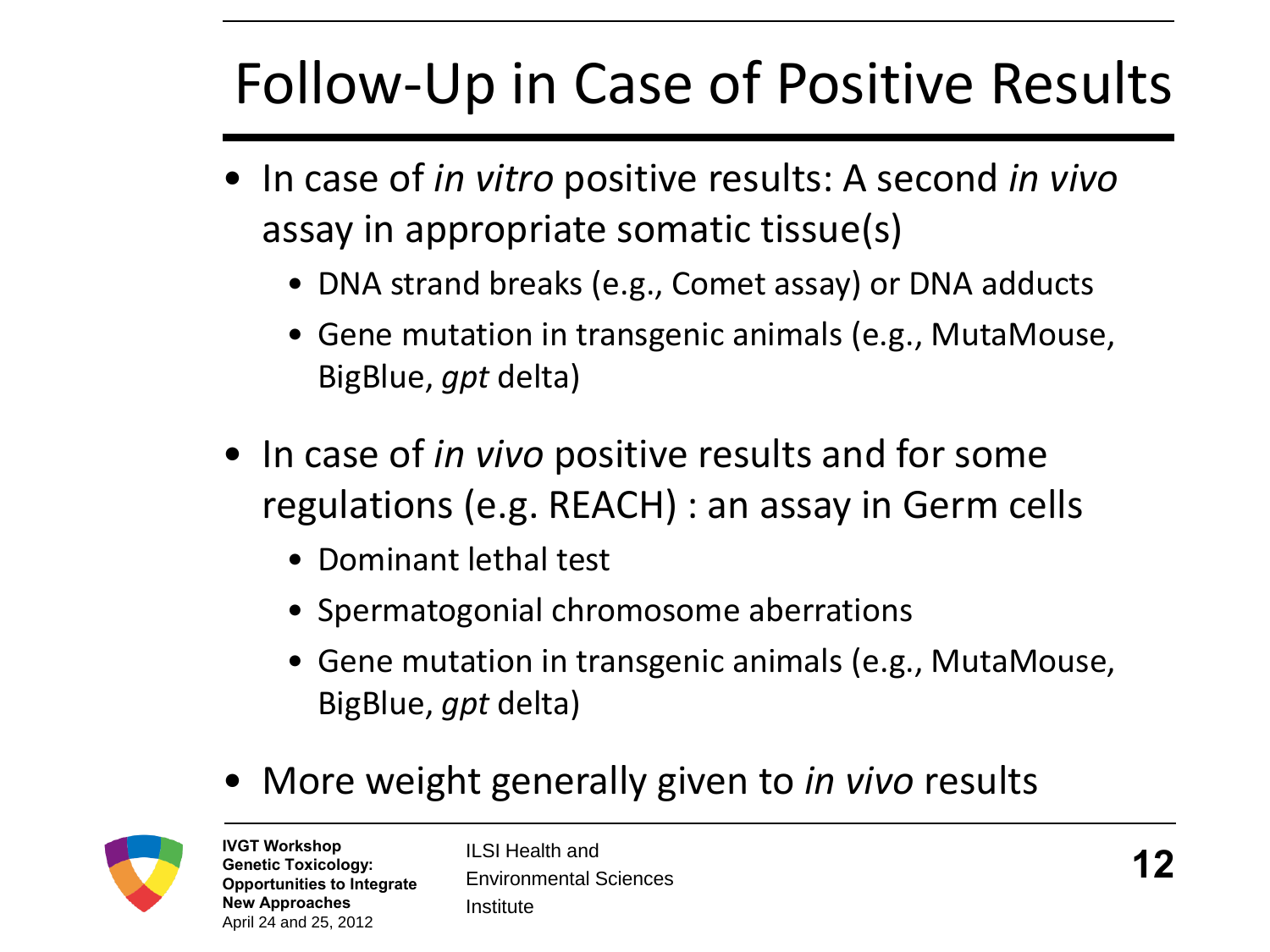# Follow-Up in Case of Positive Results

- In case of *in vitro* positive results: A second *in vivo* assay in appropriate somatic tissue(s)
  - DNA strand breaks (e.g., Comet assay) or DNA adducts
  - Gene mutation in transgenic animals (e.g., MutaMouse, BigBlue, *gpt* delta)
- In case of *in vivo* positive results and for some regulations (e.g. REACH) : an assay in Germ cells
  - Dominant lethal test
  - Spermatogonial chromosome aberrations
  - Gene mutation in transgenic animals (e.g., MutaMouse, BigBlue, *gpt* delta)
- More weight generally given to *in vivo* results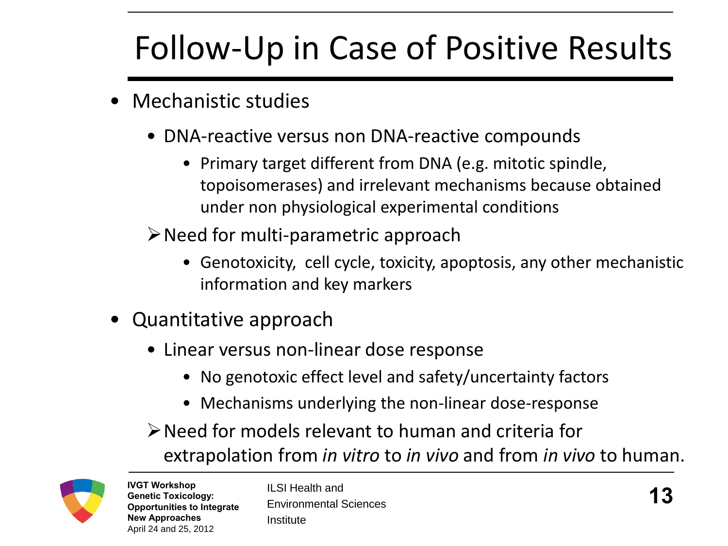# Follow-Up in Case of Positive Results

- Mechanistic studies
  - DNA-reactive versus non DNA-reactive compounds
    - Primary target different from DNA (e.g. mitotic spindle, topoisomerases) and irrelevant mechanisms because obtained under non physiological experimental conditions
  - ➢ Need for multi-parametric approach
    - Genotoxicity, cell cycle, toxicity, apoptosis, any other mechanistic information and key markers
- Quantitative approach
  - Linear versus non-linear dose response
    - No genotoxic effect level and safety/uncertainty factors
    - Mechanisms underlying the non-linear dose-response
  - ➢ Need for models relevant to human and criteria for extrapolation from *in vitro* to *in vivo* and from *in vivo* to human.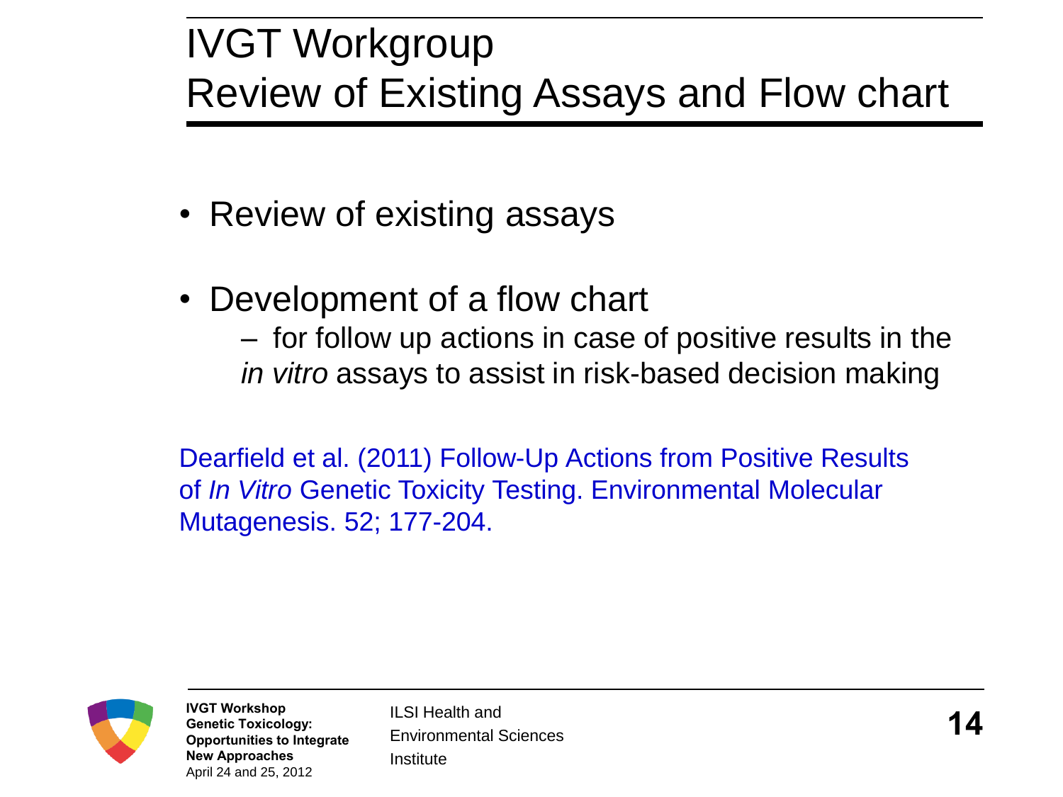# IVGT Workgroup
# Review of Existing Assays and Flow chart

- Review of existing assays
- Development of a flow chart
  - for follow up actions in case of positive results in the *in vitro* assays to assist in risk-based decision making

Dearfield et al. (2011) Follow-Up Actions from Positive Results of *In Vitro* Genetic Toxicity Testing. Environmental Molecular Mutagenesis. 52; 177-204.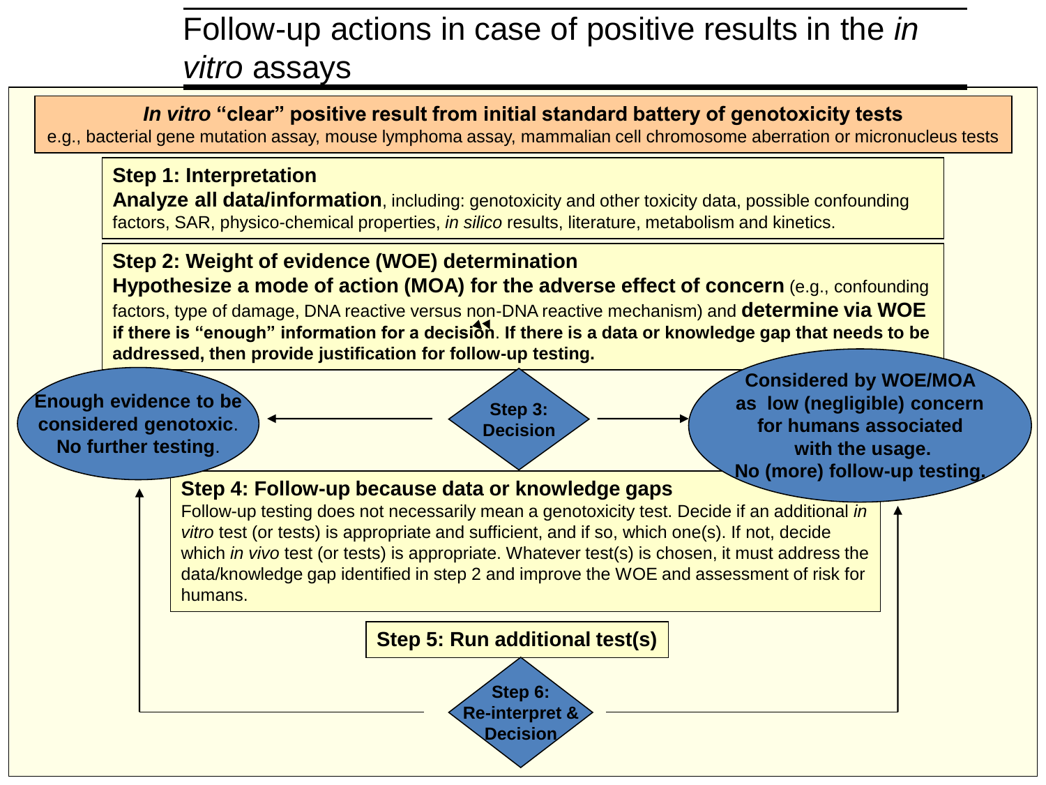# Follow-up actions in case of positive results in the *in vitro* assays

***In vitro* "clear" positive result from initial standard battery of genotoxicity tests**
e.g., bacterial gene mutation assay, mouse lymphoma assay, mammalian cell chromosome aberration or micronucleus tests

**Step 1: Interpretation**
**Analyze all data/information**, including: genotoxicity and other toxicity data, possible confounding factors, SAR, physico-chemical properties, *in silico* results, literature, metabolism and kinetics.

**Step 2: Weight of evidence (WOE) determination**
**Hypothesize a mode of action (MOA) for the adverse effect of concern** (e.g., confounding factors, type of damage, DNA reactive versus non-DNA reactive mechanism) and **determine via WOE if there is "enough" information for a decision. If there is a data or knowledge gap that needs to be addressed, then provide justification for follow-up testing.**

**Step 3: Decision**

- **Enough evidence to be considered genotoxic. No further testing.**
- **Considered by WOE/MOA as low (negligible) concern for humans associated with the usage. No (more) follow-up testing.**

**Step 4: Follow-up because data or knowledge gaps**
Follow-up testing does not necessarily mean a genotoxicity test. Decide if an additional *in vitro* test (or tests) is appropriate and sufficient, and if so, which one(s). If not, decide which *in vivo* test (or tests) is appropriate. Whatever test(s) is chosen, it must address the data/knowledge gap identified in step 2 and improve the WOE and assessment of risk for humans.

**Step 5: Run additional test(s)**

**Step 6: Re-interpret & Decision**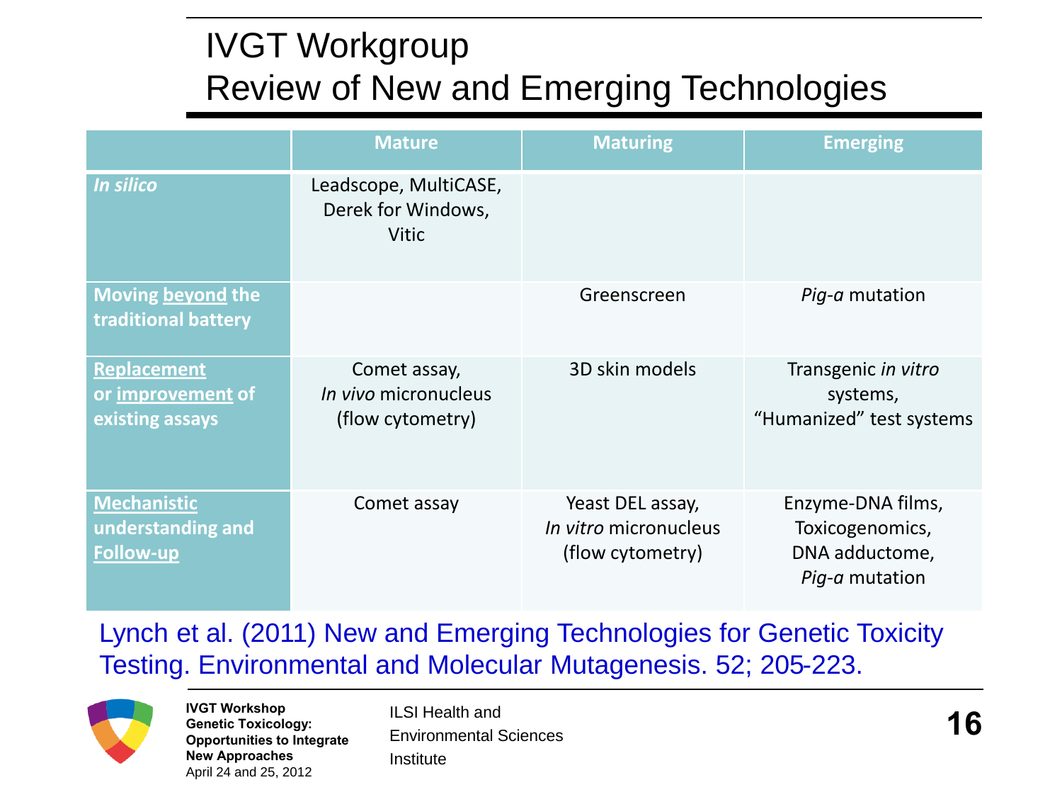# IVGT Workgroup
# Review of New and Emerging Technologies

| | Mature | Maturing | Emerging |
|---|---|---|---|
| ***In silico*** | Leadscope, MultiCASE, Derek for Windows, Vitic | | |
| **Moving beyond the traditional battery** | | Greenscreen | *Pig-a* mutation |
| **Replacement or improvement of existing assays** | Comet assay, *In vivo* micronucleus (flow cytometry) | 3D skin models | Transgenic *in vitro* systems, "Humanized" test systems |
| **Mechanistic understanding and Follow-up** | Comet assay | Yeast DEL assay, *In vitro* micronucleus (flow cytometry) | Enzyme-DNA films, Toxicogenomics, DNA adductome, *Pig-a* mutation |

Lynch et al. (2011) New and Emerging Technologies for Genetic Toxicity Testing. Environmental and Molecular Mutagenesis. 52; 205-223.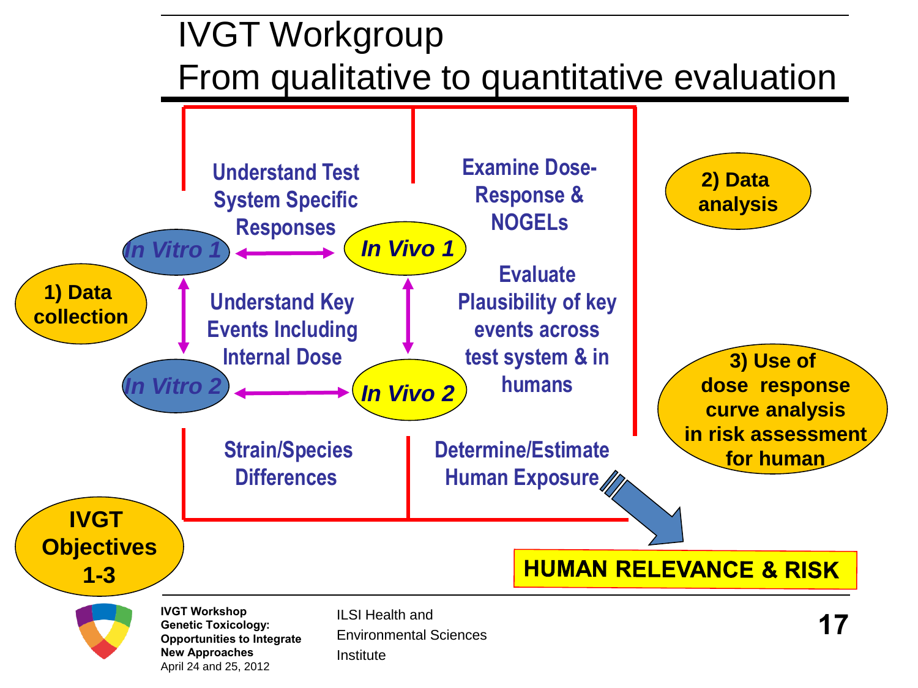# IVGT Workgroup
# From qualitative to quantitative evaluation

1) Data collection

*In Vitro 1*

*In Vivo 1*

*In Vitro 2*

*In Vivo 2*

**Understand Test System Specific Responses**

**Understand Key Events Including Internal Dose**

**Strain/Species Differences**

**Examine Dose-Response & NOGELs**

**Evaluate Plausibility of key events across test system & in humans**

**Determine/Estimate Human Exposure**

**2) Data analysis**

**3) Use of dose response curve analysis in risk assessment for human**

**HUMAN RELEVANCE & RISK**

**IVGT Objectives 1-3**

**IVGT Workshop Genetic Toxicology: Opportunities to Integrate New Approaches**
April 24 and 25, 2012

ILSI Health and Environmental Sciences Institute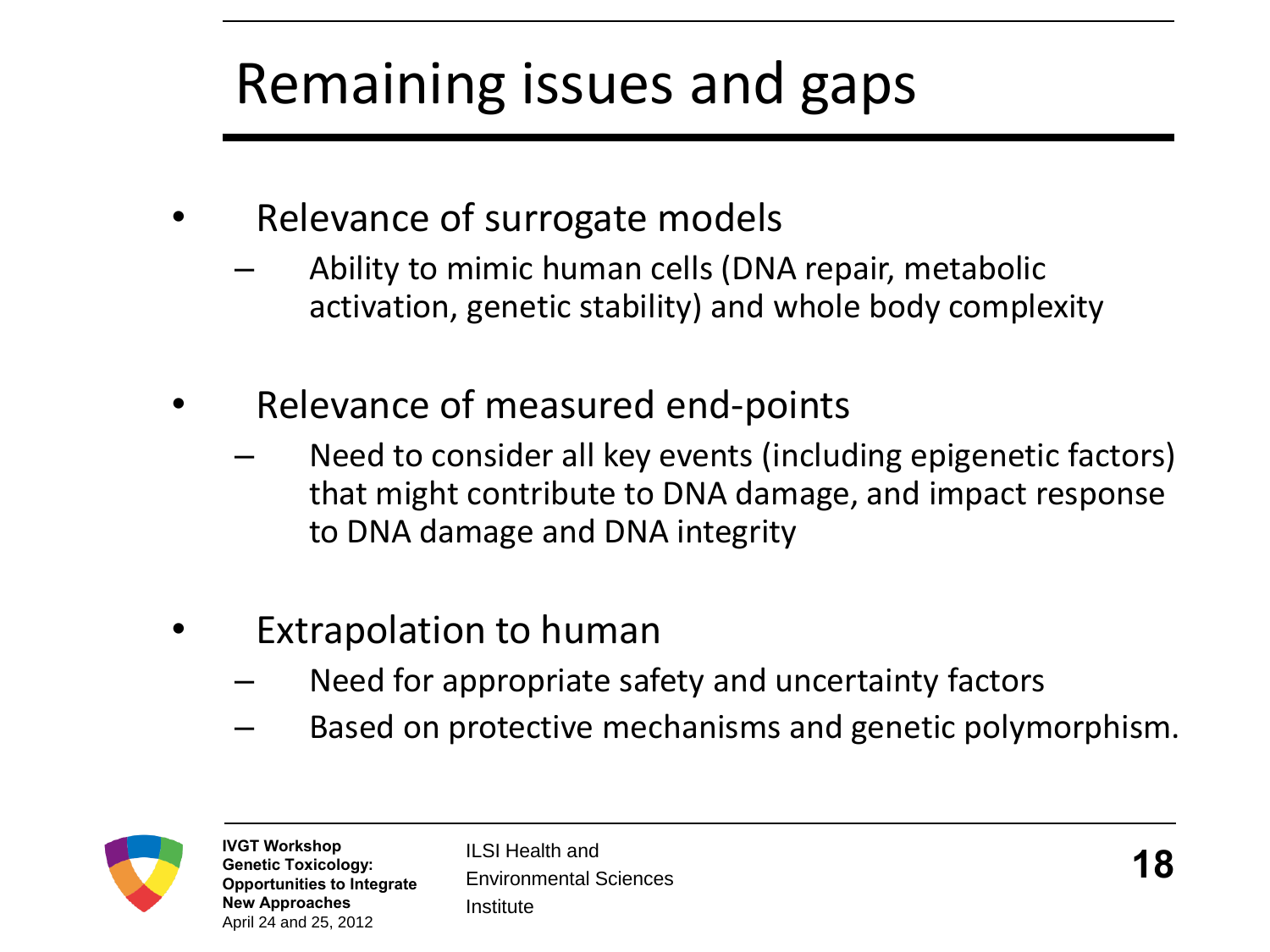# Remaining issues and gaps

- Relevance of surrogate models
  - Ability to mimic human cells (DNA repair, metabolic activation, genetic stability) and whole body complexity
- Relevance of measured end-points
  - Need to consider all key events (including epigenetic factors) that might contribute to DNA damage, and impact response to DNA damage and DNA integrity
- Extrapolation to human
  - Need for appropriate safety and uncertainty factors
  - Based on protective mechanisms and genetic polymorphism.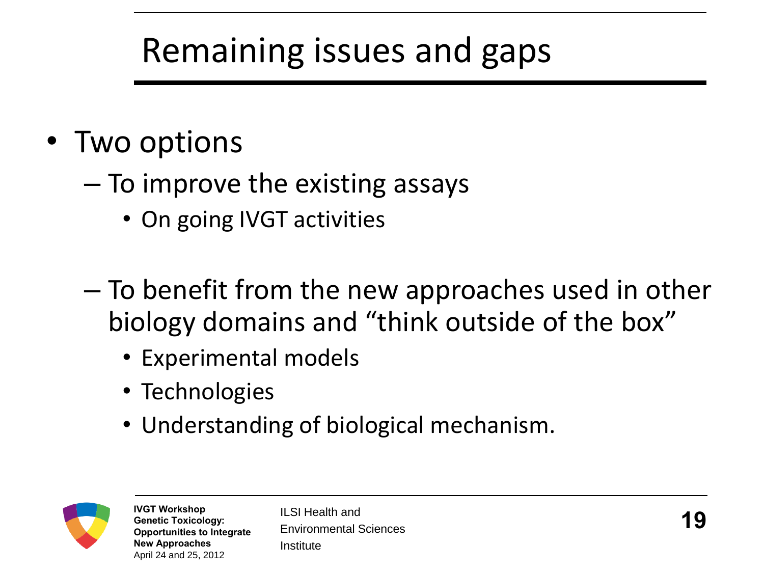# Remaining issues and gaps

- Two options
  - To improve the existing assays
    - On going IVGT activities
  - To benefit from the new approaches used in other biology domains and "think outside of the box"
    - Experimental models
    - Technologies
    - Understanding of biological mechanism.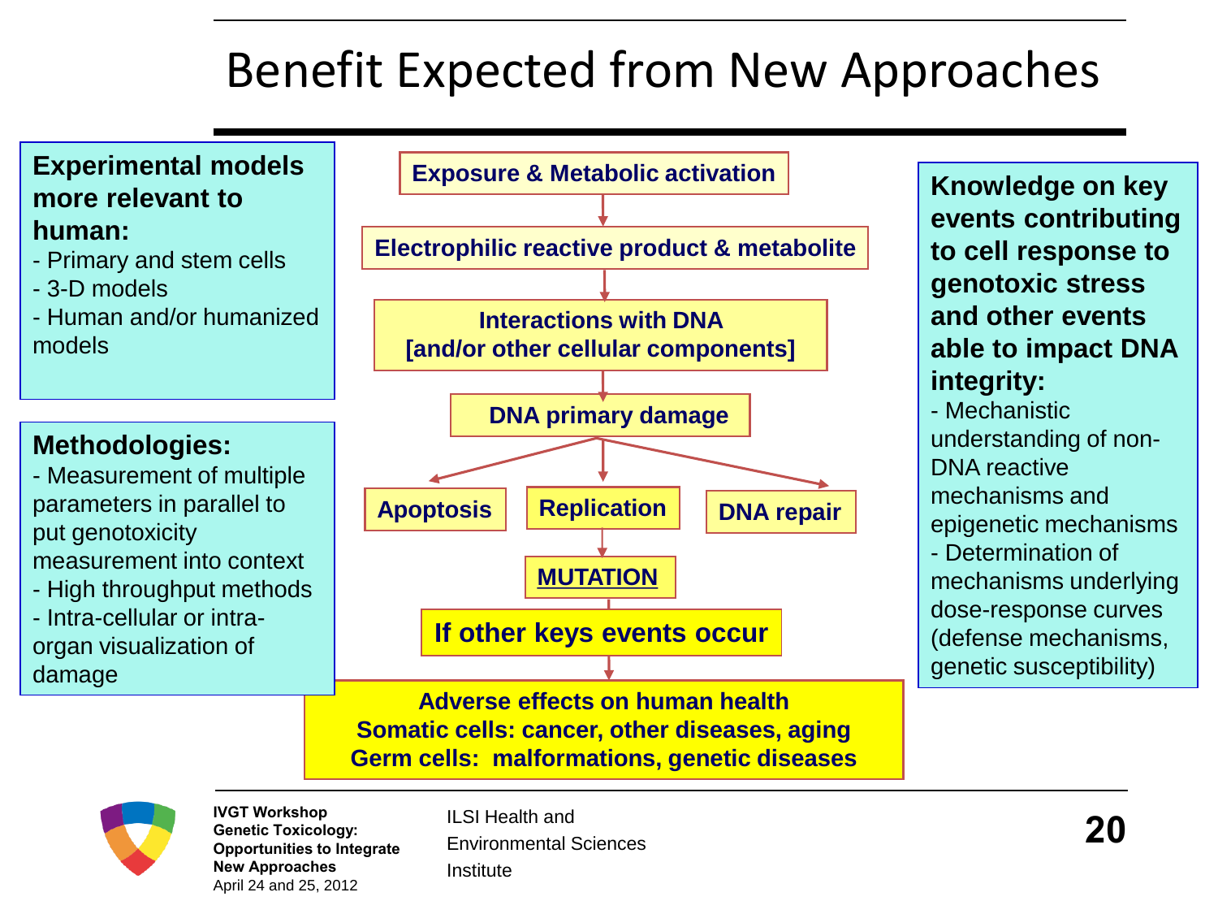# Benefit Expected from New Approaches

**Experimental models more relevant to human:**
- Primary and stem cells
- 3-D models
- Human and/or humanized models

**Methodologies:**
- Measurement of multiple parameters in parallel to put genotoxicity measurement into context
- High throughput methods
- Intra-cellular or intra-organ visualization of damage

**Exposure & Metabolic activation**

↓

**Electrophilic reactive product & metabolite**

↓

**Interactions with DNA [and/or other cellular components]**

↓

**DNA primary damage**

↓

**Apoptosis** | **Replication** | **DNA repair**

↓ (from Replication)

**MUTATION**

↓

**If other keys events occur**

↓

**Adverse effects on human health**
**Somatic cells: cancer, other diseases, aging**
**Germ cells: malformations, genetic diseases**

**Knowledge on key events contributing to cell response to genotoxic stress and other events able to impact DNA integrity:**
- Mechanistic understanding of non-DNA reactive mechanisms and epigenetic mechanisms
- Determination of mechanisms underlying dose-response curves (defense mechanisms, genetic susceptibility)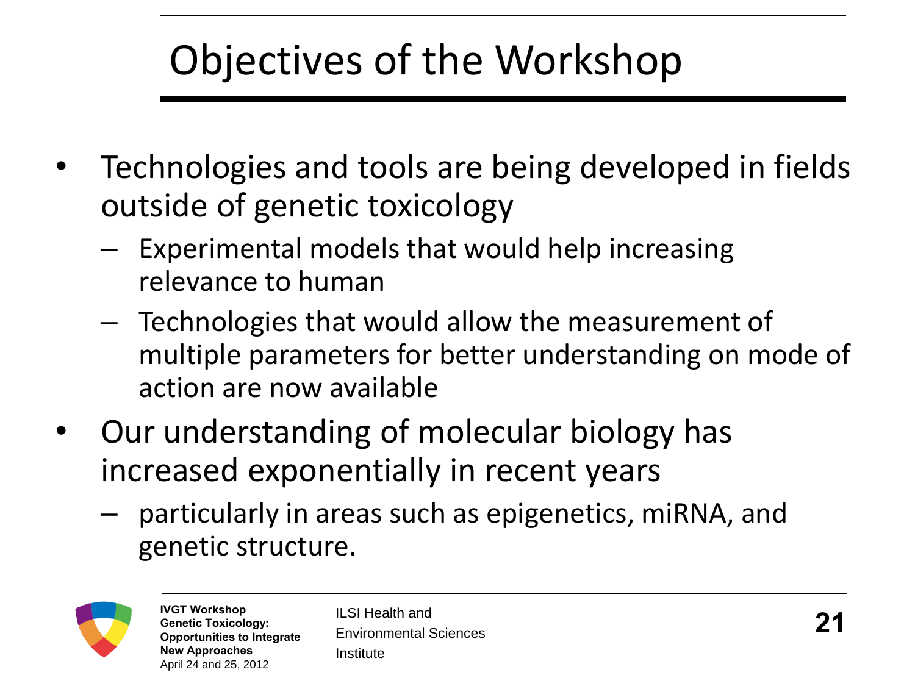# Objectives of the Workshop

- Technologies and tools are being developed in fields outside of genetic toxicology
  - Experimental models that would help increasing relevance to human
  - Technologies that would allow the measurement of multiple parameters for better understanding on mode of action are now available
- Our understanding of molecular biology has increased exponentially in recent years
  - particularly in areas such as epigenetics, miRNA, and genetic structure.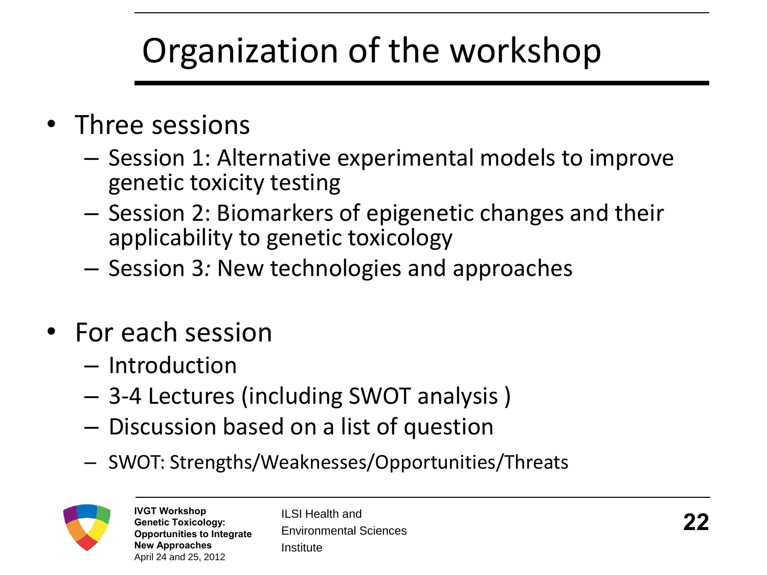# Organization of the workshop

- Three sessions
  - Session 1: Alternative experimental models to improve genetic toxicity testing
  - Session 2: Biomarkers of epigenetic changes and their applicability to genetic toxicology
  - Session 3*:* New technologies and approaches
- For each session
  - Introduction
  - 3-4 Lectures (including SWOT analysis )
  - Discussion based on a list of question
  - SWOT: Strengths/Weaknesses/Opportunities/Threats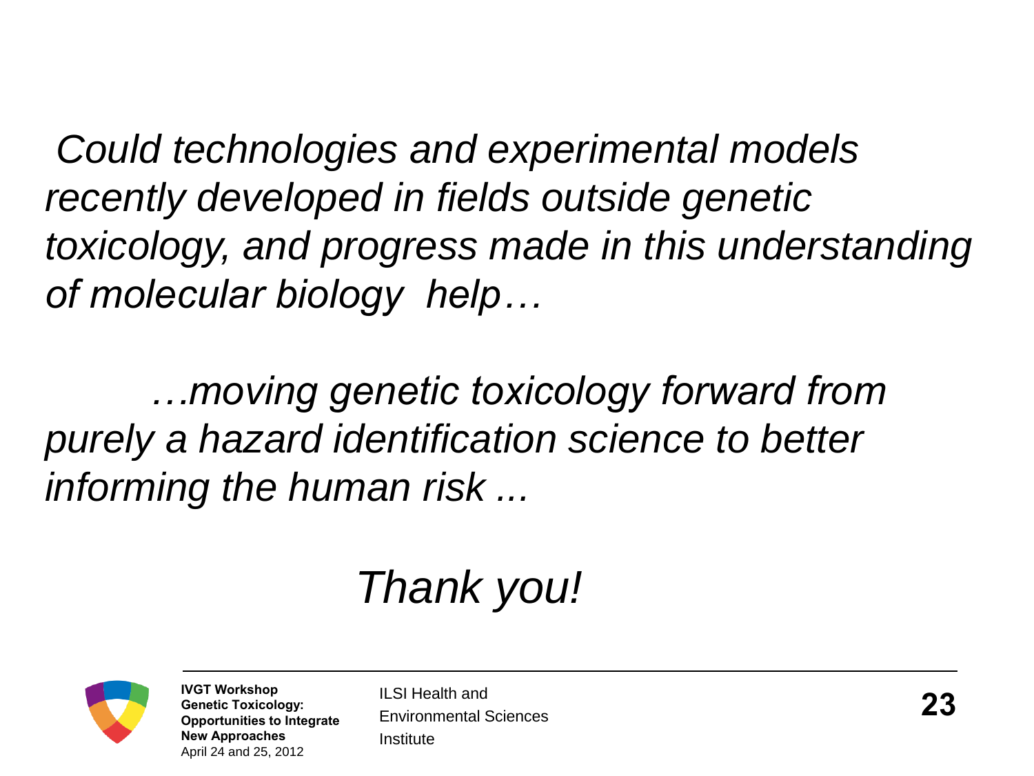*Could technologies and experimental models recently developed in fields outside genetic toxicology, and progress made in this understanding of molecular biology help…*

*…moving genetic toxicology forward from purely a hazard identification science to better informing the human risk ...*

*Thank you!*